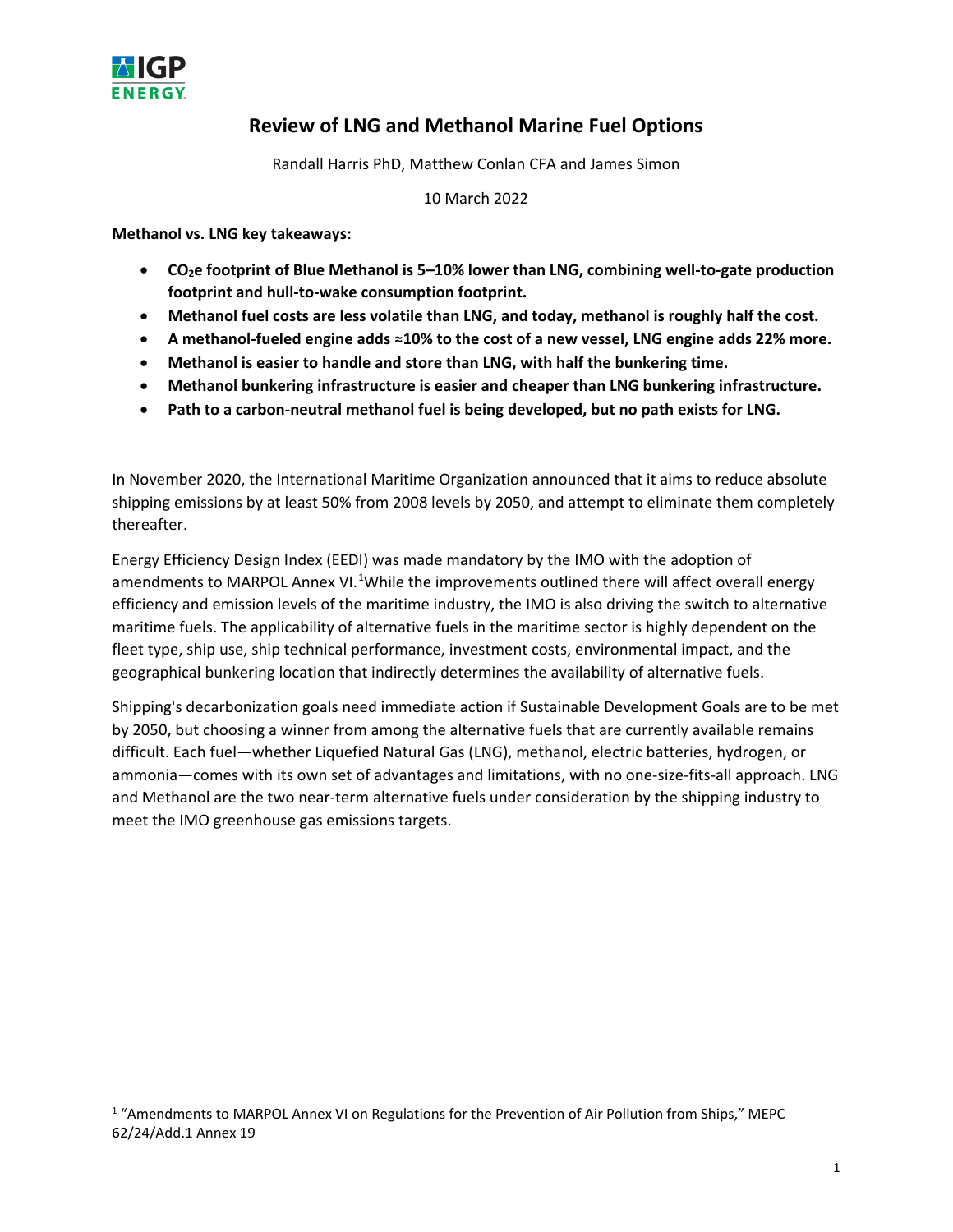# Review of LNG and Methanol Marine Fuel Options

Randall Harris PhD, Matthew Conlan CFA and James Simon

10 March 2022

**Methanol vs. LNG key takeaways:**

- **$CO_2$e footprint of Blue Methanol is 5–10% lower than LNG, combining well-to-gate production footprint and hull-to-wake consumption footprint.**
- **Methanol fuel costs are less volatile than LNG, and today, methanol is roughly half the cost.**
- **A methanol-fueled engine adds ≈10% to the cost of a new vessel, LNG engine adds 22% more.**
- **Methanol is easier to handle and store than LNG, with half the bunkering time.**
- **Methanol bunkering infrastructure is easier and cheaper than LNG bunkering infrastructure.**
- **Path to a carbon-neutral methanol fuel is being developed, but no path exists for LNG.**

In November 2020, the International Maritime Organization announced that it aims to reduce absolute shipping emissions by at least 50% from 2008 levels by 2050, and attempt to eliminate them completely thereafter.

Energy Efficiency Design Index (EEDI) was made mandatory by the IMO with the adoption of amendments to MARPOL Annex VI.[1]While the improvements outlined there will affect overall energy efficiency and emission levels of the maritime industry, the IMO is also driving the switch to alternative maritime fuels. The applicability of alternative fuels in the maritime sector is highly dependent on the fleet type, ship use, ship technical performance, investment costs, environmental impact, and the geographical bunkering location that indirectly determines the availability of alternative fuels.

Shipping's decarbonization goals need immediate action if Sustainable Development Goals are to be met by 2050, but choosing a winner from among the alternative fuels that are currently available remains difficult. Each fuel—whether Liquefied Natural Gas (LNG), methanol, electric batteries, hydrogen, or ammonia—comes with its own set of advantages and limitations, with no one-size-fits-all approach. LNG and Methanol are the two near-term alternative fuels under consideration by the shipping industry to meet the IMO greenhouse gas emissions targets.

[1] "Amendments to MARPOL Annex VI on Regulations for the Prevention of Air Pollution from Ships," MEPC 62/24/Add.1 Annex 19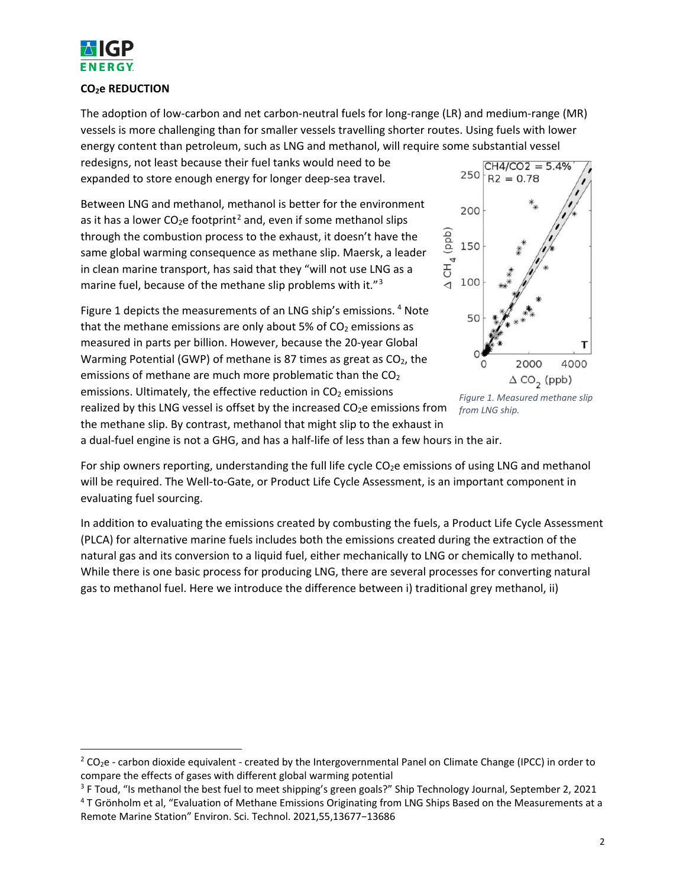### $CO_2$e REDUCTION

The adoption of low-carbon and net carbon-neutral fuels for long-range (LR) and medium-range (MR) vessels is more challenging than for smaller vessels travelling shorter routes. Using fuels with lower energy content than petroleum, such as LNG and methanol, will require some substantial vessel redesigns, not least because their fuel tanks would need to be expanded to store enough energy for longer deep-sea travel.

Between LNG and methanol, methanol is better for the environment as it has a lower $CO_2$e footprint[2] and, even if some methanol slips through the combustion process to the exhaust, it doesn't have the same global warming consequence as methane slip. Maersk, a leader in clean marine transport, has said that they "will not use LNG as a marine fuel, because of the methane slip problems with it."[3]

Figure 1 depicts the measurements of an LNG ship's emissions.[4] Note that the methane emissions are only about 5% of $CO_2$ emissions as measured in parts per billion. However, because the 20-year Global Warming Potential (GWP) of methane is 87 times as great as $CO_2$, the emissions of methane are much more problematic than the $CO_2$ emissions. Ultimately, the effective reduction in $CO_2$ emissions realized by this LNG vessel is offset by the increased $CO_2$e emissions from the methane slip. By contrast, methanol that might slip to the exhaust in a dual-fuel engine is not a GHG, and has a half-life of less than a few hours in the air.

CH4/CO2 = 5.4%
R2 = 0.78
250
200
150
100
50
0
T
0
2000
4000
Δ $CH_4$ (ppb)
Δ $CO_2$ (ppb)

*Figure 1. Measured methane slip from LNG ship.*

For ship owners reporting, understanding the full life cycle $CO_2$e emissions of using LNG and methanol will be required. The Well-to-Gate, or Product Life Cycle Assessment, is an important component in evaluating fuel sourcing.

In addition to evaluating the emissions created by combusting the fuels, a Product Life Cycle Assessment (PLCA) for alternative marine fuels includes both the emissions created during the extraction of the natural gas and its conversion to a liquid fuel, either mechanically to LNG or chemically to methanol. While there is one basic process for producing LNG, there are several processes for converting natural gas to methanol fuel. Here we introduce the difference between i) traditional grey methanol, ii)

---

[2] $CO_2$e - carbon dioxide equivalent - created by the Intergovernmental Panel on Climate Change (IPCC) in order to compare the effects of gases with different global warming potential

[3] F Toud, "Is methanol the best fuel to meet shipping's green goals?" Ship Technology Journal, September 2, 2021

[4] T Grönholm et al, "Evaluation of Methane Emissions Originating from LNG Ships Based on the Measurements at a Remote Marine Station" Environ. Sci. Technol. 2021,55,13677−13686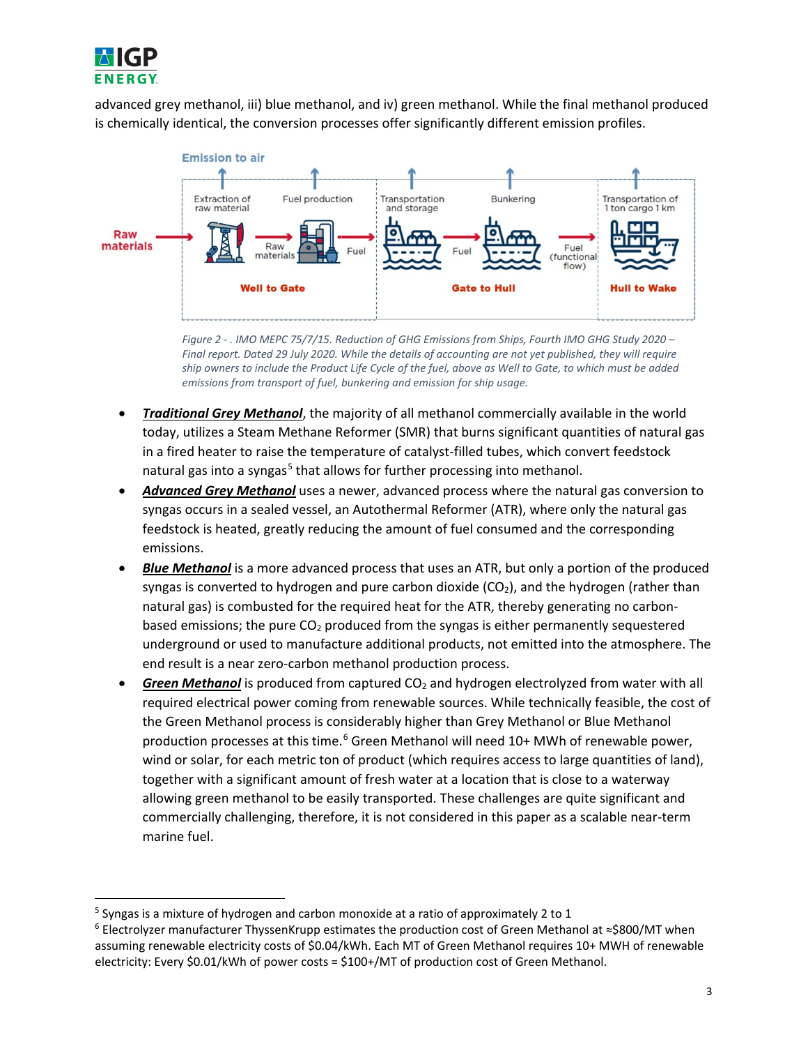advanced grey methanol, iii) blue methanol, and iv) green methanol. While the final methanol produced is chemically identical, the conversion processes offer significantly different emission profiles.

Emission to air

Extraction of raw material

Fuel production

Transportation and storage

Bunkering

Transportation of 1 ton cargo 1 km

Raw materials

Raw materials

Fuel

Fuel

Fuel (functional flow)

Well to Gate

Gate to Hull

Hull to Wake

*Figure 2 - . IMO MEPC 75/7/15. Reduction of GHG Emissions from Ships, Fourth IMO GHG Study 2020 – Final report. Dated 29 July 2020. While the details of accounting are not yet published, they will require ship owners to include the Product Life Cycle of the fuel, above as Well to Gate, to which must be added emissions from transport of fuel, bunkering and emission for ship usage.*

- ***Traditional Grey Methanol***, the majority of all methanol commercially available in the world today, utilizes a Steam Methane Reformer (SMR) that burns significant quantities of natural gas in a fired heater to raise the temperature of catalyst-filled tubes, which convert feedstock natural gas into a syngas[5] that allows for further processing into methanol.
- ***Advanced Grey Methanol*** uses a newer, advanced process where the natural gas conversion to syngas occurs in a sealed vessel, an Autothermal Reformer (ATR), where only the natural gas feedstock is heated, greatly reducing the amount of fuel consumed and the corresponding emissions.
- ***Blue Methanol*** is a more advanced process that uses an ATR, but only a portion of the produced syngas is converted to hydrogen and pure carbon dioxide ($CO_2$), and the hydrogen (rather than natural gas) is combusted for the required heat for the ATR, thereby generating no carbon-based emissions; the pure $CO_2$ produced from the syngas is either permanently sequestered underground or used to manufacture additional products, not emitted into the atmosphere. The end result is a near zero-carbon methanol production process.
- ***Green Methanol*** is produced from captured $CO_2$ and hydrogen electrolyzed from water with all required electrical power coming from renewable sources. While technically feasible, the cost of the Green Methanol process is considerably higher than Grey Methanol or Blue Methanol production processes at this time.[6] Green Methanol will need 10+ MWh of renewable power, wind or solar, for each metric ton of product (which requires access to large quantities of land), together with a significant amount of fresh water at a location that is close to a waterway allowing green methanol to be easily transported. These challenges are quite significant and commercially challenging, therefore, it is not considered in this paper as a scalable near-term marine fuel.

[5] Syngas is a mixture of hydrogen and carbon monoxide at a ratio of approximately 2 to 1

[6] Electrolyzer manufacturer ThyssenKrupp estimates the production cost of Green Methanol at ≈$800/MT when assuming renewable electricity costs of $0.04/kWh. Each MT of Green Methanol requires 10+ MWH of renewable electricity: Every $0.01/kWh of power costs = $100+/MT of production cost of Green Methanol.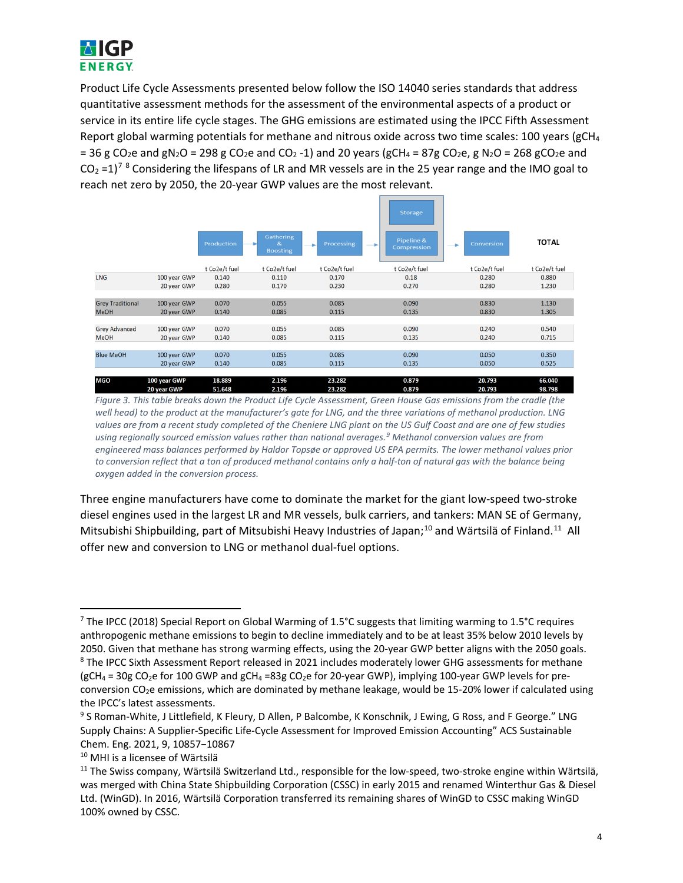Product Life Cycle Assessments presented below follow the ISO 14040 series standards that address quantitative assessment methods for the assessment of the environmental aspects of a product or service in its entire life cycle stages. The GHG emissions are estimated using the IPCC Fifth Assessment Report global warming potentials for methane and nitrous oxide across two time scales: 100 years ($gCH_4$ = 36 g $CO_2e$ and $gN_2O$ = 298 g $CO_2e$ and $CO_2$ -1) and 20 years ($gCH_4$ = 87g $CO_2e$, g $N_2O$ = 268 $gCO_2e$ and $CO_2$ =1)[7] [8] Considering the lifespans of LR and MR vessels are in the 25 year range and the IMO goal to reach net zero by 2050, the 20-year GWP values are the most relevant.

| | | Production | Gathering & Boosting | Processing | Pipeline & Compression (Storage) | Conversion | TOTAL |
|---|---|---|---|---|---|---|---|
| | | t Co2e/t fuel | t Co2e/t fuel | t Co2e/t fuel | t Co2e/t fuel | t Co2e/t fuel | t Co2e/t fuel |
| LNG | 100 year GWP | 0.140 | 0.110 | 0.170 | 0.18 | 0.280 | 0.880 |
| | 20 year GWP | 0.280 | 0.170 | 0.230 | 0.270 | 0.280 | 1.230 |
| Grey Traditional MeOH | 100 year GWP | 0.070 | 0.055 | 0.085 | 0.090 | 0.830 | 1.130 |
| | 20 year GWP | 0.140 | 0.085 | 0.115 | 0.135 | 0.830 | 1.305 |
| Grey Advanced MeOH | 100 year GWP | 0.070 | 0.055 | 0.085 | 0.090 | 0.240 | 0.540 |
| | 20 year GWP | 0.140 | 0.085 | 0.115 | 0.135 | 0.240 | 0.715 |
| Blue MeOH | 100 year GWP | 0.070 | 0.055 | 0.085 | 0.090 | 0.050 | 0.350 |
| | 20 year GWP | 0.140 | 0.085 | 0.115 | 0.135 | 0.050 | 0.525 |
| MGO | 100 year GWP | 18.889 | 2.196 | 23.282 | 0.879 | 20.793 | 66.040 |
| | 20 year GWP | 51.648 | 2.196 | 23.282 | 0.879 | 20.793 | 98.798 |

*Figure 3. This table breaks down the Product Life Cycle Assessment, Green House Gas emissions from the cradle (the well head) to the product at the manufacturer's gate for LNG, and the three variations of methanol production. LNG values are from a recent study completed of the Cheniere LNG plant on the US Gulf Coast and are one of few studies using regionally sourced emission values rather than national averages.[9] Methanol conversion values are from engineered mass balances performed by Haldor Topsøe or approved US EPA permits. The lower methanol values prior to conversion reflect that a ton of produced methanol contains only a half-ton of natural gas with the balance being oxygen added in the conversion process.*

Three engine manufacturers have come to dominate the market for the giant low-speed two-stroke diesel engines used in the largest LR and MR vessels, bulk carriers, and tankers: MAN SE of Germany, Mitsubishi Shipbuilding, part of Mitsubishi Heavy Industries of Japan;[10] and Wärtsilä of Finland.[11] All offer new and conversion to LNG or methanol dual-fuel options.

---

[7] The IPCC (2018) Special Report on Global Warming of 1.5°C suggests that limiting warming to 1.5°C requires anthropogenic methane emissions to begin to decline immediately and to be at least 35% below 2010 levels by 2050. Given that methane has strong warming effects, using the 20-year GWP better aligns with the 2050 goals.

[8] The IPCC Sixth Assessment Report released in 2021 includes moderately lower GHG assessments for methane ($gCH_4$ = 30g $CO_2e$ for 100 GWP and $gCH_4$ =83g $CO_2e$ for 20-year GWP), implying 100-year GWP levels for pre-conversion $CO_2e$ emissions, which are dominated by methane leakage, would be 15-20% lower if calculated using the IPCC's latest assessments.

[9] S Roman-White, J Littlefield, K Fleury, D Allen, P Balcombe, K Konschnik, J Ewing, G Ross, and F George." LNG Supply Chains: A Supplier-Specific Life-Cycle Assessment for Improved Emission Accounting" ACS Sustainable Chem. Eng. 2021, 9, 10857–10867

[10] MHI is a licensee of Wärtsilä

[11] The Swiss company, Wärtsilä Switzerland Ltd., responsible for the low-speed, two-stroke engine within Wärtsilä, was merged with China State Shipbuilding Corporation (CSSC) in early 2015 and renamed Winterthur Gas & Diesel Ltd. (WinGD). In 2016, Wärtsilä Corporation transferred its remaining shares of WinGD to CSSC making WinGD 100% owned by CSSC.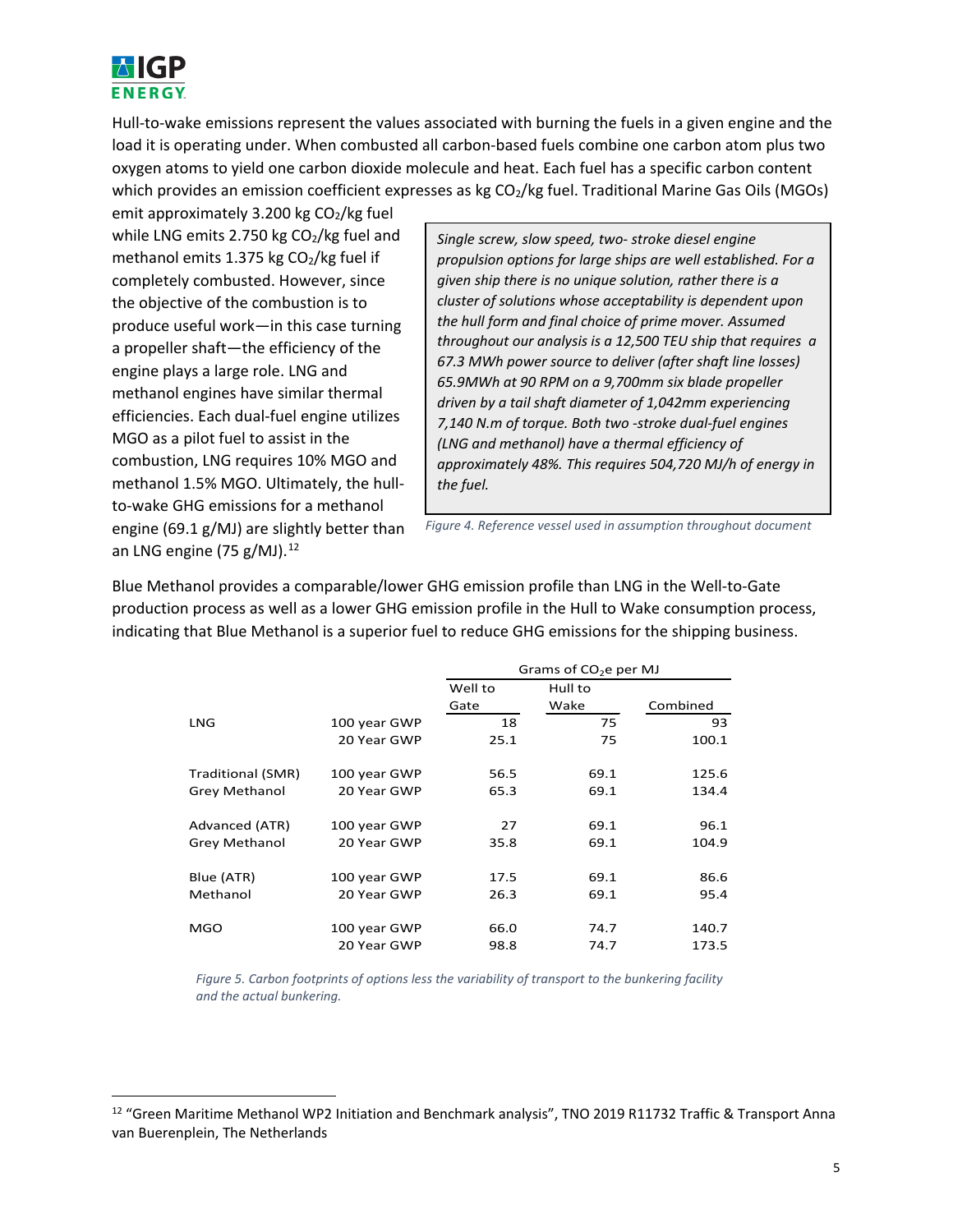Hull-to-wake emissions represent the values associated with burning the fuels in a given engine and the load it is operating under. When combusted all carbon-based fuels combine one carbon atom plus two oxygen atoms to yield one carbon dioxide molecule and heat. Each fuel has a specific carbon content which provides an emission coefficient expresses as kg $CO_2$/kg fuel. Traditional Marine Gas Oils (MGOs) emit approximately 3.200 kg $CO_2$/kg fuel while LNG emits 2.750 kg $CO_2$/kg fuel and methanol emits 1.375 kg $CO_2$/kg fuel if completely combusted. However, since the objective of the combustion is to produce useful work—in this case turning a propeller shaft—the efficiency of the engine plays a large role. LNG and methanol engines have similar thermal efficiencies. Each dual-fuel engine utilizes MGO as a pilot fuel to assist in the combustion, LNG requires 10% MGO and methanol 1.5% MGO. Ultimately, the hull-to-wake GHG emissions for a methanol engine (69.1 g/MJ) are slightly better than an LNG engine (75 g/MJ).[12]

> *Single screw, slow speed, two- stroke diesel engine propulsion options for large ships are well established. For a given ship there is no unique solution, rather there is a cluster of solutions whose acceptability is dependent upon the hull form and final choice of prime mover. Assumed throughout our analysis is a 12,500 TEU ship that requires a 67.3 MWh power source to deliver (after shaft line losses) 65.9MWh at 90 RPM on a 9,700mm six blade propeller driven by a tail shaft diameter of 1,042mm experiencing 7,140 N.m of torque. Both two -stroke dual-fuel engines (LNG and methanol) have a thermal efficiency of approximately 48%. This requires 504,720 MJ/h of energy in the fuel.*

*Figure 4. Reference vessel used in assumption throughout document*

Blue Methanol provides a comparable/lower GHG emission profile than LNG in the Well-to-Gate production process as well as a lower GHG emission profile in the Hull to Wake consumption process, indicating that Blue Methanol is a superior fuel to reduce GHG emissions for the shipping business.

| | | Grams of $CO_2$e per MJ | | |
|---|---|---|---|---|
| | | Well to Gate | Hull to Wake | Combined |
| LNG | 100 year GWP | 18 | 75 | 93 |
| | 20 Year GWP | 25.1 | 75 | 100.1 |
| Traditional (SMR) Grey Methanol | 100 year GWP | 56.5 | 69.1 | 125.6 |
| | 20 Year GWP | 65.3 | 69.1 | 134.4 |
| Advanced (ATR) Grey Methanol | 100 year GWP | 27 | 69.1 | 96.1 |
| | 20 Year GWP | 35.8 | 69.1 | 104.9 |
| Blue (ATR) Methanol | 100 year GWP | 17.5 | 69.1 | 86.6 |
| | 20 Year GWP | 26.3 | 69.1 | 95.4 |
| MGO | 100 year GWP | 66.0 | 74.7 | 140.7 |
| | 20 Year GWP | 98.8 | 74.7 | 173.5 |

*Figure 5. Carbon footprints of options less the variability of transport to the bunkering facility and the actual bunkering.*

[12] "Green Maritime Methanol WP2 Initiation and Benchmark analysis", TNO 2019 R11732 Traffic & Transport Anna van Buerenplein, The Netherlands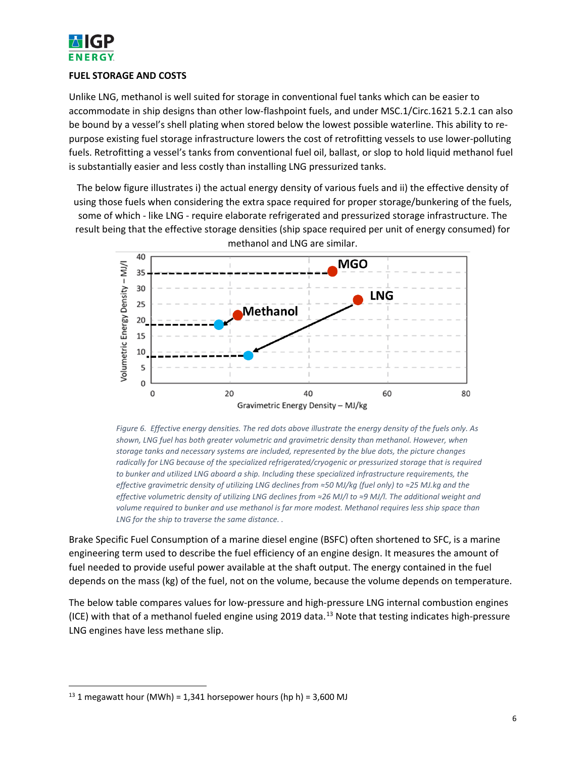## FUEL STORAGE AND COSTS

Unlike LNG, methanol is well suited for storage in conventional fuel tanks which can be easier to accommodate in ship designs than other low-flashpoint fuels, and under MSC.1/Circ.1621 5.2.1 can also be bound by a vessel's shell plating when stored below the lowest possible waterline. This ability to re-purpose existing fuel storage infrastructure lowers the cost of retrofitting vessels to use lower-polluting fuels. Retrofitting a vessel's tanks from conventional fuel oil, ballast, or slop to hold liquid methanol fuel is substantially easier and less costly than installing LNG pressurized tanks.

The below figure illustrates i) the actual energy density of various fuels and ii) the effective density of using those fuels when considering the extra space required for proper storage/bunkering of the fuels, some of which - like LNG - require elaborate refrigerated and pressurized storage infrastructure. The result being that the effective storage densities (ship space required per unit of energy consumed) for methanol and LNG are similar.

Volumetric Energy Density – MJ/l
0
5
10
15
20
25
30
35
40
MGO
LNG
Methanol
0
20
40
60
80
Gravimetric Energy Density – MJ/kg

*Figure 6. Effective energy densities. The red dots above illustrate the energy density of the fuels only. As shown, LNG fuel has both greater volumetric and gravimetric density than methanol. However, when storage tanks and necessary systems are included, represented by the blue dots, the picture changes radically for LNG because of the specialized refrigerated/cryogenic or pressurized storage that is required to bunker and utilized LNG aboard a ship. Including these specialized infrastructure requirements, the effective gravimetric density of utilizing LNG declines from ≈50 MJ/kg (fuel only) to ≈25 MJ.kg and the effective volumetric density of utilizing LNG declines from ≈26 MJ/l to ≈9 MJ/l. The additional weight and volume required to bunker and use methanol is far more modest. Methanol requires less ship space than LNG for the ship to traverse the same distance. .*

Brake Specific Fuel Consumption of a marine diesel engine (BSFC) often shortened to SFC, is a marine engineering term used to describe the fuel efficiency of an engine design. It measures the amount of fuel needed to provide useful power available at the shaft output. The energy contained in the fuel depends on the mass (kg) of the fuel, not on the volume, because the volume depends on temperature.

The below table compares values for low-pressure and high-pressure LNG internal combustion engines (ICE) with that of a methanol fueled engine using 2019 data.[13] Note that testing indicates high-pressure LNG engines have less methane slip.

[13] 1 megawatt hour (MWh) = 1,341 horsepower hours (hp h) = 3,600 MJ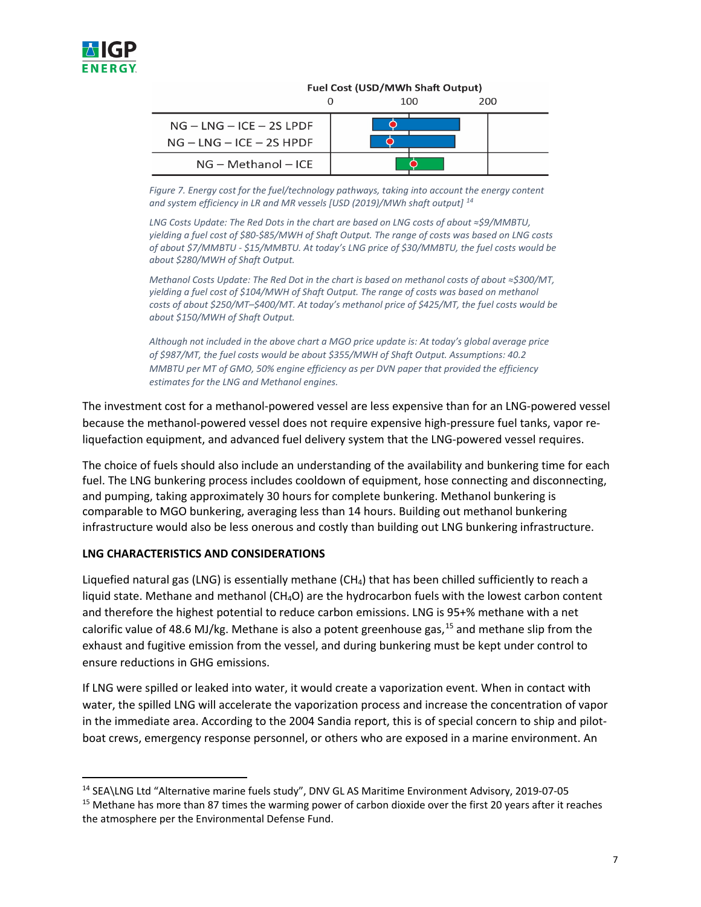Figure 7. Energy cost for the fuel/technology pathways, taking into account the energy content and system efficiency in LR and MR vessels [USD (2019)/MWh shaft output] [14]

*LNG Costs Update: The Red Dots in the chart are based on LNG costs of about ≈$9/MMBTU, yielding a fuel cost of $80-$85/MWH of Shaft Output. The range of costs was based on LNG costs of about $7/MMBTU - $15/MMBTU. At today's LNG price of $30/MMBTU, the fuel costs would be about $280/MWH of Shaft Output.*

*Methanol Costs Update: The Red Dot in the chart is based on methanol costs of about ≈$300/MT, yielding a fuel cost of $104/MWH of Shaft Output. The range of costs was based on methanol costs of about $250/MT–$400/MT. At today's methanol price of $425/MT, the fuel costs would be about $150/MWH of Shaft Output.*

*Although not included in the above chart a MGO price update is: At today's global average price of $987/MT, the fuel costs would be about $355/MWH of Shaft Output. Assumptions: 40.2 MMBTU per MT of GMO, 50% engine efficiency as per DVN paper that provided the efficiency estimates for the LNG and Methanol engines.*

The investment cost for a methanol-powered vessel are less expensive than for an LNG-powered vessel because the methanol-powered vessel does not require expensive high-pressure fuel tanks, vapor re-liquefaction equipment, and advanced fuel delivery system that the LNG-powered vessel requires.

The choice of fuels should also include an understanding of the availability and bunkering time for each fuel. The LNG bunkering process includes cooldown of equipment, hose connecting and disconnecting, and pumping, taking approximately 30 hours for complete bunkering. Methanol bunkering is comparable to MGO bunkering, averaging less than 14 hours. Building out methanol bunkering infrastructure would also be less onerous and costly than building out LNG bunkering infrastructure.

**LNG CHARACTERISTICS AND CONSIDERATIONS**

Liquefied natural gas (LNG) is essentially methane ($CH_4$) that has been chilled sufficiently to reach a liquid state. Methane and methanol ($CH_4O$) are the hydrocarbon fuels with the lowest carbon content and therefore the highest potential to reduce carbon emissions. LNG is 95+% methane with a net calorific value of 48.6 MJ/kg. Methane is also a potent greenhouse gas,[15] and methane slip from the exhaust and fugitive emission from the vessel, and during bunkering must be kept under control to ensure reductions in GHG emissions.

If LNG were spilled or leaked into water, it would create a vaporization event. When in contact with water, the spilled LNG will accelerate the vaporization process and increase the concentration of vapor in the immediate area. According to the 2004 Sandia report, this is of special concern to ship and pilot-boat crews, emergency response personnel, or others who are exposed in a marine environment. An

---

[14] SEA\LNG Ltd "Alternative marine fuels study", DNV GL AS Maritime Environment Advisory, 2019-07-05

[15] Methane has more than 87 times the warming power of carbon dioxide over the first 20 years after it reaches the atmosphere per the Environmental Defense Fund.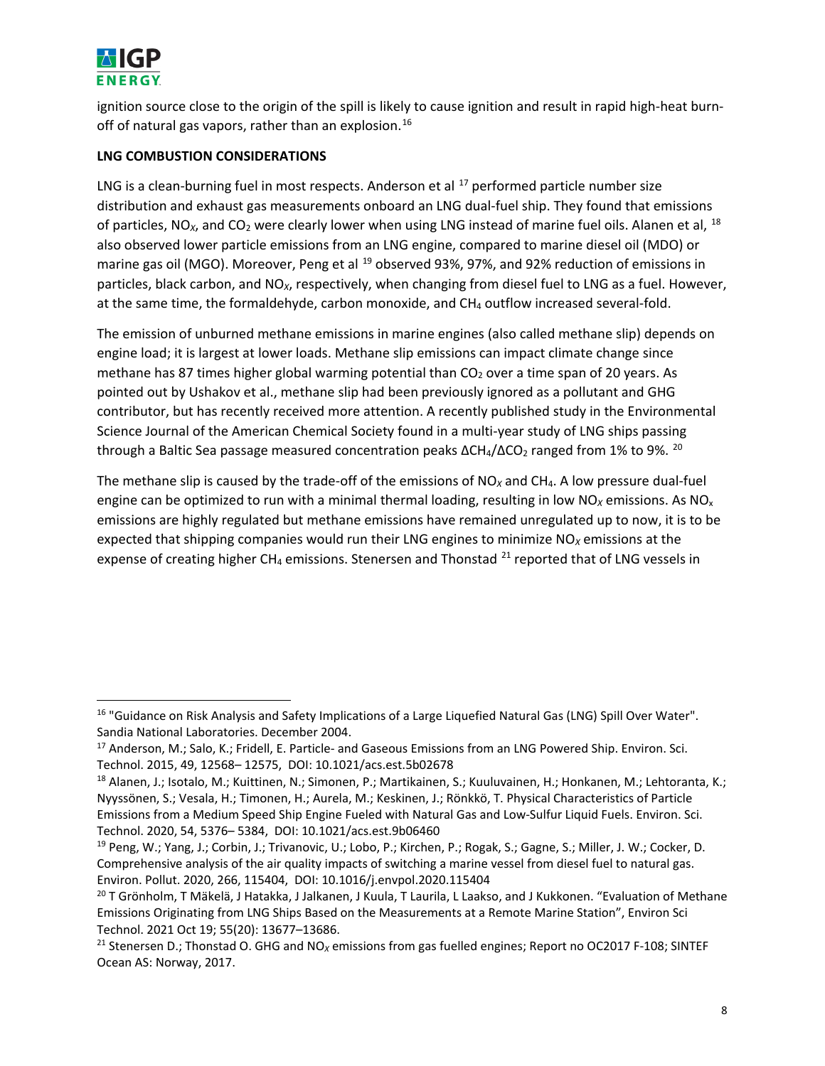ignition source close to the origin of the spill is likely to cause ignition and result in rapid high-heat burn-off of natural gas vapors, rather than an explosion.[16]

**LNG COMBUSTION CONSIDERATIONS**

LNG is a clean-burning fuel in most respects. Anderson et al [17] performed particle number size distribution and exhaust gas measurements onboard an LNG dual-fuel ship. They found that emissions of particles, $NO_X$, and $CO_2$ were clearly lower when using LNG instead of marine fuel oils. Alanen et al, [18] also observed lower particle emissions from an LNG engine, compared to marine diesel oil (MDO) or marine gas oil (MGO). Moreover, Peng et al [19] observed 93%, 97%, and 92% reduction of emissions in particles, black carbon, and $NO_X$, respectively, when changing from diesel fuel to LNG as a fuel. However, at the same time, the formaldehyde, carbon monoxide, and $CH_4$ outflow increased several-fold.

The emission of unburned methane emissions in marine engines (also called methane slip) depends on engine load; it is largest at lower loads. Methane slip emissions can impact climate change since methane has 87 times higher global warming potential than $CO_2$ over a time span of 20 years. As pointed out by Ushakov et al., methane slip had been previously ignored as a pollutant and GHG contributor, but has recently received more attention. A recently published study in the Environmental Science Journal of the American Chemical Society found in a multi-year study of LNG ships passing through a Baltic Sea passage measured concentration peaks $\Delta CH_4/\Delta CO_2$ ranged from 1% to 9%. [20]

The methane slip is caused by the trade-off of the emissions of $NO_X$ and $CH_4$. A low pressure dual-fuel engine can be optimized to run with a minimal thermal loading, resulting in low $NO_X$ emissions. As $NO_x$ emissions are highly regulated but methane emissions have remained unregulated up to now, it is to be expected that shipping companies would run their LNG engines to minimize $NO_X$ emissions at the expense of creating higher $CH_4$ emissions. Stenersen and Thonstad [21] reported that of LNG vessels in

[16] "Guidance on Risk Analysis and Safety Implications of a Large Liquefied Natural Gas (LNG) Spill Over Water". Sandia National Laboratories. December 2004.

[17] Anderson, M.; Salo, K.; Fridell, E. Particle- and Gaseous Emissions from an LNG Powered Ship. Environ. Sci. Technol. 2015, 49, 12568– 12575, DOI: 10.1021/acs.est.5b02678

[18] Alanen, J.; Isotalo, M.; Kuittinen, N.; Simonen, P.; Martikainen, S.; Kuuluvainen, H.; Honkanen, M.; Lehtoranta, K.; Nyyssönen, S.; Vesala, H.; Timonen, H.; Aurela, M.; Keskinen, J.; Rönkkö, T. Physical Characteristics of Particle Emissions from a Medium Speed Ship Engine Fueled with Natural Gas and Low-Sulfur Liquid Fuels. Environ. Sci. Technol. 2020, 54, 5376– 5384, DOI: 10.1021/acs.est.9b06460

[19] Peng, W.; Yang, J.; Corbin, J.; Trivanovic, U.; Lobo, P.; Kirchen, P.; Rogak, S.; Gagne, S.; Miller, J. W.; Cocker, D. Comprehensive analysis of the air quality impacts of switching a marine vessel from diesel fuel to natural gas. Environ. Pollut. 2020, 266, 115404, DOI: 10.1016/j.envpol.2020.115404

[20] T Grönholm, T Mäkelä, J Hatakka, J Jalkanen, J Kuula, T Laurila, L Laakso, and J Kukkonen. "Evaluation of Methane Emissions Originating from LNG Ships Based on the Measurements at a Remote Marine Station", Environ Sci Technol. 2021 Oct 19; 55(20): 13677–13686.

[21] Stenersen D.; Thonstad O. GHG and $NO_X$ emissions from gas fuelled engines; Report no OC2017 F-108; SINTEF Ocean AS: Norway, 2017.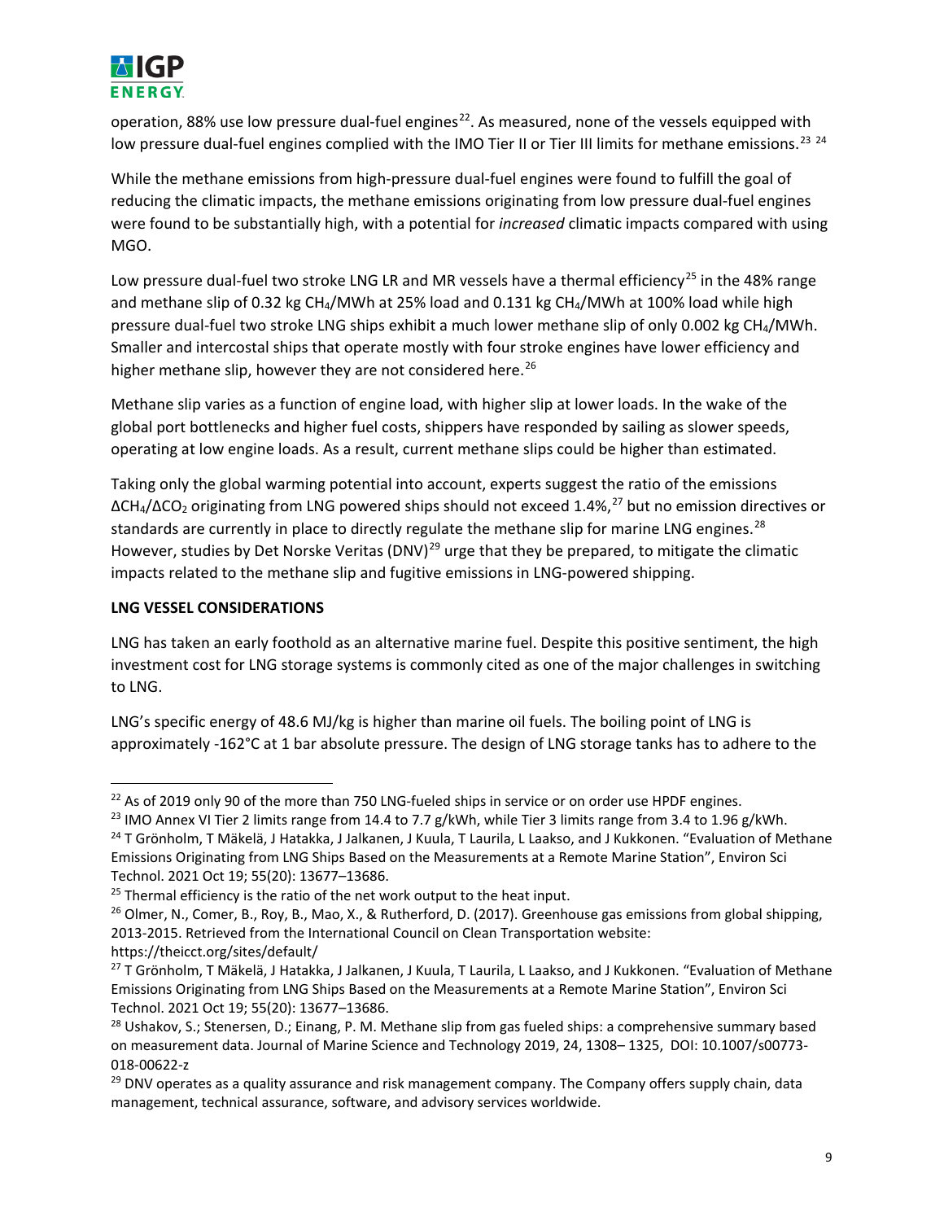operation, 88% use low pressure dual-fuel engines[22]. As measured, none of the vessels equipped with low pressure dual-fuel engines complied with the IMO Tier II or Tier III limits for methane emissions.[23] [24]

While the methane emissions from high-pressure dual-fuel engines were found to fulfill the goal of reducing the climatic impacts, the methane emissions originating from low pressure dual-fuel engines were found to be substantially high, with a potential for *increased* climatic impacts compared with using MGO.

Low pressure dual-fuel two stroke LNG LR and MR vessels have a thermal efficiency[25] in the 48% range and methane slip of 0.32 kg $CH_4$/MWh at 25% load and 0.131 kg $CH_4$/MWh at 100% load while high pressure dual-fuel two stroke LNG ships exhibit a much lower methane slip of only 0.002 kg $CH_4$/MWh. Smaller and intercostal ships that operate mostly with four stroke engines have lower efficiency and higher methane slip, however they are not considered here.[26]

Methane slip varies as a function of engine load, with higher slip at lower loads. In the wake of the global port bottlenecks and higher fuel costs, shippers have responded by sailing as slower speeds, operating at low engine loads. As a result, current methane slips could be higher than estimated.

Taking only the global warming potential into account, experts suggest the ratio of the emissions $\Delta CH_4/\Delta CO_2$ originating from LNG powered ships should not exceed 1.4%,[27] but no emission directives or standards are currently in place to directly regulate the methane slip for marine LNG engines.[28] However, studies by Det Norske Veritas (DNV)[29] urge that they be prepared, to mitigate the climatic impacts related to the methane slip and fugitive emissions in LNG-powered shipping.

**LNG VESSEL CONSIDERATIONS**

LNG has taken an early foothold as an alternative marine fuel. Despite this positive sentiment, the high investment cost for LNG storage systems is commonly cited as one of the major challenges in switching to LNG.

LNG's specific energy of 48.6 MJ/kg is higher than marine oil fuels. The boiling point of LNG is approximately -162°C at 1 bar absolute pressure. The design of LNG storage tanks has to adhere to the

---

[22] As of 2019 only 90 of the more than 750 LNG-fueled ships in service or on order use HPDF engines.

[23] IMO Annex VI Tier 2 limits range from 14.4 to 7.7 g/kWh, while Tier 3 limits range from 3.4 to 1.96 g/kWh.

[24] T Grönholm, T Mäkelä, J Hatakka, J Jalkanen, J Kuula, T Laurila, L Laakso, and J Kukkonen. "Evaluation of Methane Emissions Originating from LNG Ships Based on the Measurements at a Remote Marine Station", Environ Sci Technol. 2021 Oct 19; 55(20): 13677–13686.

[25] Thermal efficiency is the ratio of the net work output to the heat input.

[26] Olmer, N., Comer, B., Roy, B., Mao, X., & Rutherford, D. (2017). Greenhouse gas emissions from global shipping, 2013-2015. Retrieved from the International Council on Clean Transportation website: https://theicct.org/sites/default/

[27] T Grönholm, T Mäkelä, J Hatakka, J Jalkanen, J Kuula, T Laurila, L Laakso, and J Kukkonen. "Evaluation of Methane Emissions Originating from LNG Ships Based on the Measurements at a Remote Marine Station", Environ Sci Technol. 2021 Oct 19; 55(20): 13677–13686.

[28] Ushakov, S.; Stenersen, D.; Einang, P. M. Methane slip from gas fueled ships: a comprehensive summary based on measurement data. Journal of Marine Science and Technology 2019, 24, 1308– 1325, DOI: 10.1007/s00773-018-00622-z

[29] DNV operates as a quality assurance and risk management company. The Company offers supply chain, data management, technical assurance, software, and advisory services worldwide.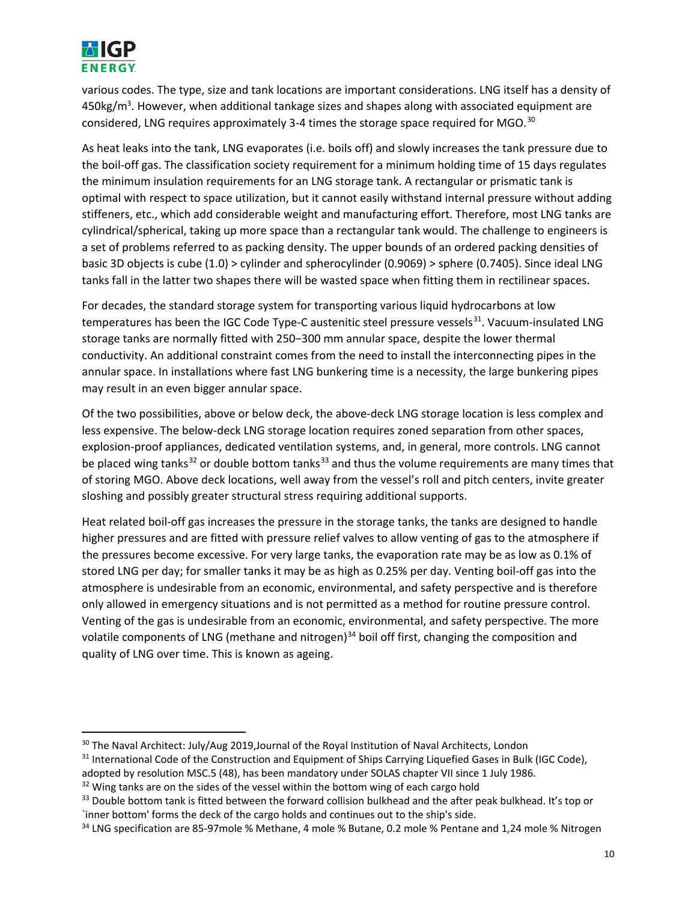various codes. The type, size and tank locations are important considerations. LNG itself has a density of 450kg/m$^3$. However, when additional tankage sizes and shapes along with associated equipment are considered, LNG requires approximately 3-4 times the storage space required for MGO.[30]

As heat leaks into the tank, LNG evaporates (i.e. boils off) and slowly increases the tank pressure due to the boil-off gas. The classification society requirement for a minimum holding time of 15 days regulates the minimum insulation requirements for an LNG storage tank. A rectangular or prismatic tank is optimal with respect to space utilization, but it cannot easily withstand internal pressure without adding stiffeners, etc., which add considerable weight and manufacturing effort. Therefore, most LNG tanks are cylindrical/spherical, taking up more space than a rectangular tank would. The challenge to engineers is a set of problems referred to as packing density. The upper bounds of an ordered packing densities of basic 3D objects is cube (1.0) > cylinder and spherocylinder (0.9069) > sphere (0.7405). Since ideal LNG tanks fall in the latter two shapes there will be wasted space when fitting them in rectilinear spaces.

For decades, the standard storage system for transporting various liquid hydrocarbons at low temperatures has been the IGC Code Type-C austenitic steel pressure vessels[31]. Vacuum-insulated LNG storage tanks are normally fitted with 250−300 mm annular space, despite the lower thermal conductivity. An additional constraint comes from the need to install the interconnecting pipes in the annular space. In installations where fast LNG bunkering time is a necessity, the large bunkering pipes may result in an even bigger annular space.

Of the two possibilities, above or below deck, the above-deck LNG storage location is less complex and less expensive. The below-deck LNG storage location requires zoned separation from other spaces, explosion-proof appliances, dedicated ventilation systems, and, in general, more controls. LNG cannot be placed wing tanks[32] or double bottom tanks[33] and thus the volume requirements are many times that of storing MGO. Above deck locations, well away from the vessel's roll and pitch centers, invite greater sloshing and possibly greater structural stress requiring additional supports.

Heat related boil-off gas increases the pressure in the storage tanks, the tanks are designed to handle higher pressures and are fitted with pressure relief valves to allow venting of gas to the atmosphere if the pressures become excessive. For very large tanks, the evaporation rate may be as low as 0.1% of stored LNG per day; for smaller tanks it may be as high as 0.25% per day. Venting boil-off gas into the atmosphere is undesirable from an economic, environmental, and safety perspective and is therefore only allowed in emergency situations and is not permitted as a method for routine pressure control. Venting of the gas is undesirable from an economic, environmental, and safety perspective. The more volatile components of LNG (methane and nitrogen)[34] boil off first, changing the composition and quality of LNG over time. This is known as ageing.

---

[30] The Naval Architect: July/Aug 2019,Journal of the Royal Institution of Naval Architects, London

[31] International Code of the Construction and Equipment of Ships Carrying Liquefied Gases in Bulk (IGC Code), adopted by resolution MSC.5 (48), has been mandatory under SOLAS chapter VII since 1 July 1986.

[32] Wing tanks are on the sides of the vessel within the bottom wing of each cargo hold

[33] Double bottom tank is fitted between the forward collision bulkhead and the after peak bulkhead. It's top or `inner bottom' forms the deck of the cargo holds and continues out to the ship's side.

[34] LNG specification are 85-97mole % Methane, 4 mole % Butane, 0.2 mole % Pentane and 1,24 mole % Nitrogen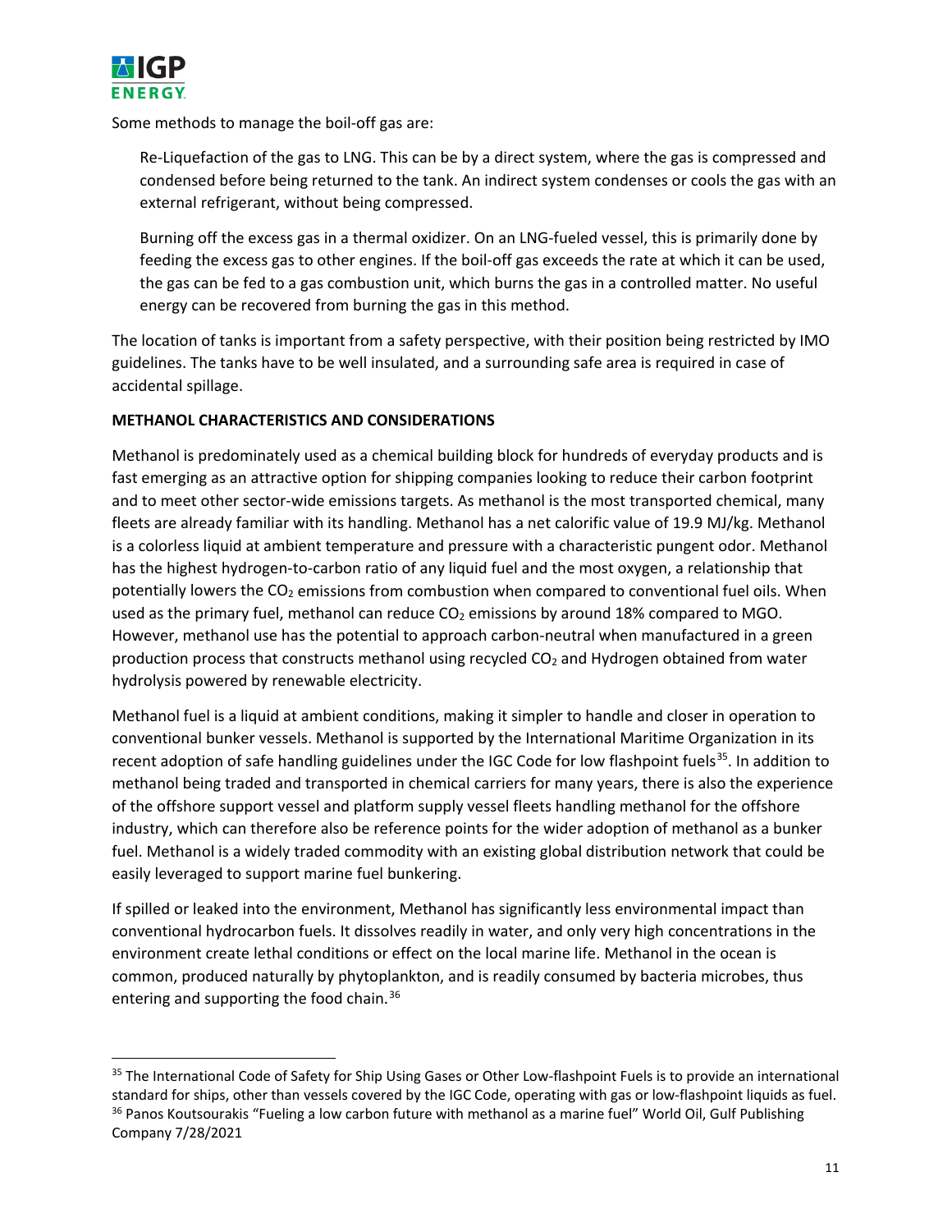Some methods to manage the boil-off gas are:

Re-Liquefaction of the gas to LNG. This can be by a direct system, where the gas is compressed and condensed before being returned to the tank. An indirect system condenses or cools the gas with an external refrigerant, without being compressed.

Burning off the excess gas in a thermal oxidizer. On an LNG-fueled vessel, this is primarily done by feeding the excess gas to other engines. If the boil-off gas exceeds the rate at which it can be used, the gas can be fed to a gas combustion unit, which burns the gas in a controlled matter. No useful energy can be recovered from burning the gas in this method.

The location of tanks is important from a safety perspective, with their position being restricted by IMO guidelines. The tanks have to be well insulated, and a surrounding safe area is required in case of accidental spillage.

**METHANOL CHARACTERISTICS AND CONSIDERATIONS**

Methanol is predominately used as a chemical building block for hundreds of everyday products and is fast emerging as an attractive option for shipping companies looking to reduce their carbon footprint and to meet other sector-wide emissions targets. As methanol is the most transported chemical, many fleets are already familiar with its handling. Methanol has a net calorific value of 19.9 MJ/kg. Methanol is a colorless liquid at ambient temperature and pressure with a characteristic pungent odor. Methanol has the highest hydrogen-to-carbon ratio of any liquid fuel and the most oxygen, a relationship that potentially lowers the $CO_2$ emissions from combustion when compared to conventional fuel oils. When used as the primary fuel, methanol can reduce $CO_2$ emissions by around 18% compared to MGO. However, methanol use has the potential to approach carbon-neutral when manufactured in a green production process that constructs methanol using recycled $CO_2$ and Hydrogen obtained from water hydrolysis powered by renewable electricity.

Methanol fuel is a liquid at ambient conditions, making it simpler to handle and closer in operation to conventional bunker vessels. Methanol is supported by the International Maritime Organization in its recent adoption of safe handling guidelines under the IGC Code for low flashpoint fuels[35]. In addition to methanol being traded and transported in chemical carriers for many years, there is also the experience of the offshore support vessel and platform supply vessel fleets handling methanol for the offshore industry, which can therefore also be reference points for the wider adoption of methanol as a bunker fuel. Methanol is a widely traded commodity with an existing global distribution network that could be easily leveraged to support marine fuel bunkering.

If spilled or leaked into the environment, Methanol has significantly less environmental impact than conventional hydrocarbon fuels. It dissolves readily in water, and only very high concentrations in the environment create lethal conditions or effect on the local marine life. Methanol in the ocean is common, produced naturally by phytoplankton, and is readily consumed by bacteria microbes, thus entering and supporting the food chain.[36]

---

[35] The International Code of Safety for Ship Using Gases or Other Low-flashpoint Fuels is to provide an international standard for ships, other than vessels covered by the IGC Code, operating with gas or low-flashpoint liquids as fuel.

[36] Panos Koutsourakis "Fueling a low carbon future with methanol as a marine fuel" World Oil, Gulf Publishing Company 7/28/2021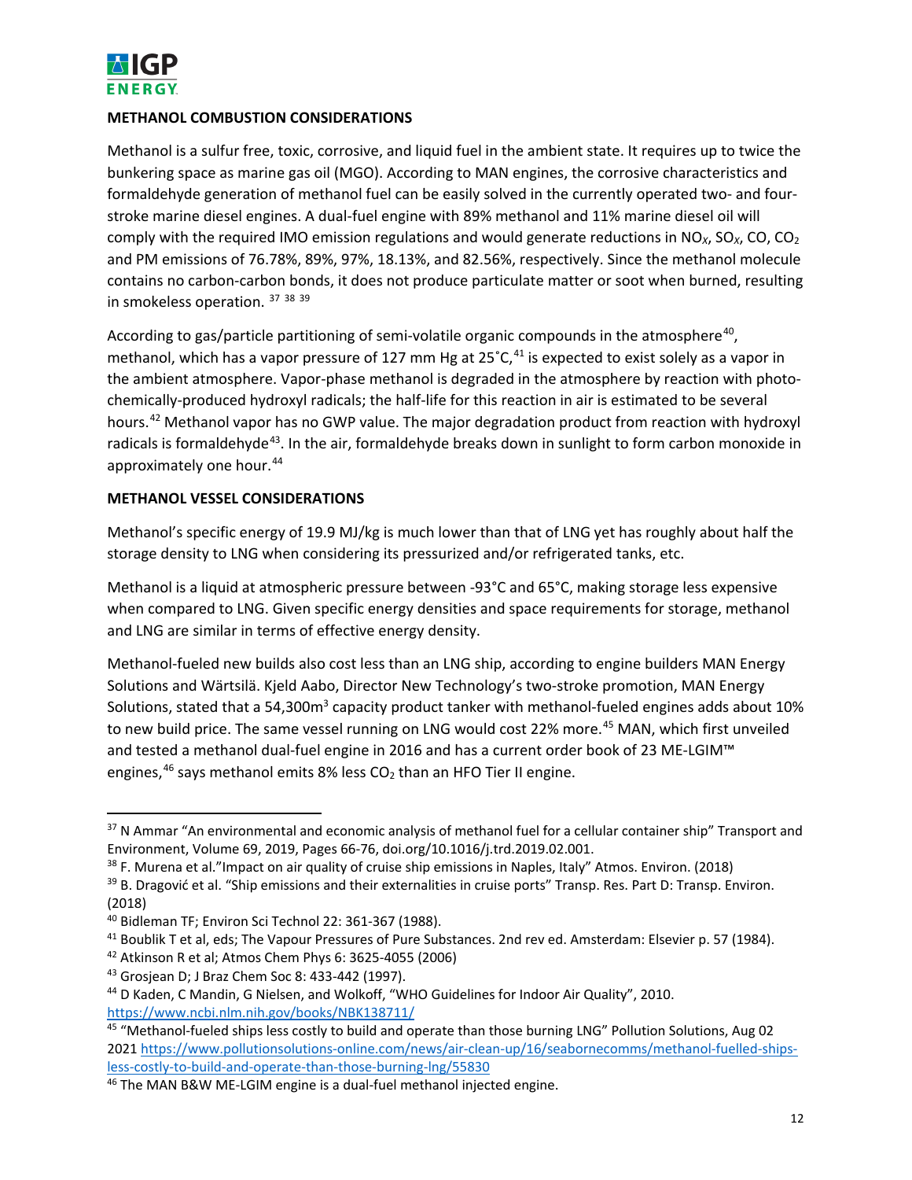## METHANOL COMBUSTION CONSIDERATIONS

Methanol is a sulfur free, toxic, corrosive, and liquid fuel in the ambient state. It requires up to twice the bunkering space as marine gas oil (MGO). According to MAN engines, the corrosive characteristics and formaldehyde generation of methanol fuel can be easily solved in the currently operated two- and four-stroke marine diesel engines. A dual-fuel engine with 89% methanol and 11% marine diesel oil will comply with the required IMO emission regulations and would generate reductions in $NO_X$, $SO_X$, CO, $CO_2$ and PM emissions of 76.78%, 89%, 97%, 18.13%, and 82.56%, respectively. Since the methanol molecule contains no carbon-carbon bonds, it does not produce particulate matter or soot when burned, resulting in smokeless operation. [37] [38] [39]

According to gas/particle partitioning of semi-volatile organic compounds in the atmosphere[40], methanol, which has a vapor pressure of 127 mm Hg at 25˚C,[41] is expected to exist solely as a vapor in the ambient atmosphere. Vapor-phase methanol is degraded in the atmosphere by reaction with photo-chemically-produced hydroxyl radicals; the half-life for this reaction in air is estimated to be several hours.[42] Methanol vapor has no GWP value. The major degradation product from reaction with hydroxyl radicals is formaldehyde[43]. In the air, formaldehyde breaks down in sunlight to form carbon monoxide in approximately one hour.[44]

## METHANOL VESSEL CONSIDERATIONS

Methanol's specific energy of 19.9 MJ/kg is much lower than that of LNG yet has roughly about half the storage density to LNG when considering its pressurized and/or refrigerated tanks, etc.

Methanol is a liquid at atmospheric pressure between -93°C and 65°C, making storage less expensive when compared to LNG. Given specific energy densities and space requirements for storage, methanol and LNG are similar in terms of effective energy density.

Methanol-fueled new builds also cost less than an LNG ship, according to engine builders MAN Energy Solutions and Wärtsilä. Kjeld Aabo, Director New Technology's two-stroke promotion, MAN Energy Solutions, stated that a 54,300m$^3$ capacity product tanker with methanol-fueled engines adds about 10% to new build price. The same vessel running on LNG would cost 22% more.[45] MAN, which first unveiled and tested a methanol dual-fuel engine in 2016 and has a current order book of 23 ME-LGIM™ engines,[46] says methanol emits 8% less $CO_2$ than an HFO Tier II engine.

---

[37] N Ammar "An environmental and economic analysis of methanol fuel for a cellular container ship" Transport and Environment, Volume 69, 2019, Pages 66-76, doi.org/10.1016/j.trd.2019.02.001.

[38] F. Murena et al."Impact on air quality of cruise ship emissions in Naples, Italy" Atmos. Environ. (2018)

[39] B. Dragović et al. "Ship emissions and their externalities in cruise ports" Transp. Res. Part D: Transp. Environ. (2018)

[40] Bidleman TF; Environ Sci Technol 22: 361-367 (1988).

[41] Boublik T et al, eds; The Vapour Pressures of Pure Substances. 2nd rev ed. Amsterdam: Elsevier p. 57 (1984).

[42] Atkinson R et al; Atmos Chem Phys 6: 3625-4055 (2006)

[43] Grosjean D; J Braz Chem Soc 8: 433-442 (1997).

[44] D Kaden, C Mandin, G Nielsen, and Wolkoff, "WHO Guidelines for Indoor Air Quality", 2010. https://www.ncbi.nlm.nih.gov/books/NBK138711/

[45] "Methanol-fueled ships less costly to build and operate than those burning LNG" Pollution Solutions, Aug 02 2021 https://www.pollutionsolutions-online.com/news/air-clean-up/16/seabornecomms/methanol-fuelled-ships-less-costly-to-build-and-operate-than-those-burning-lng/55830

[46] The MAN B&W ME-LGIM engine is a dual-fuel methanol injected engine.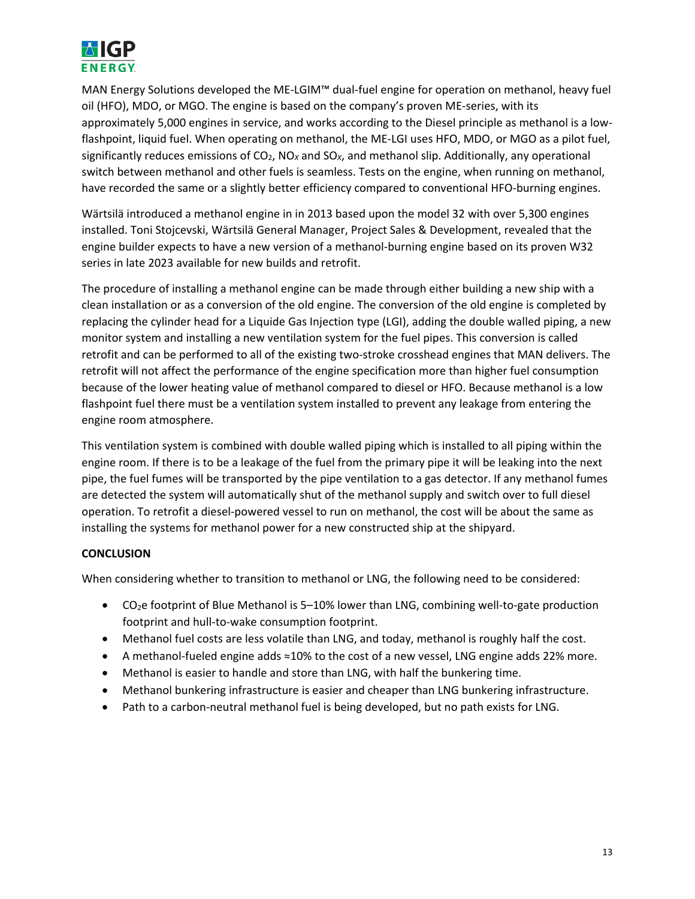MAN Energy Solutions developed the ME-LGIM™ dual-fuel engine for operation on methanol, heavy fuel oil (HFO), MDO, or MGO. The engine is based on the company's proven ME-series, with its approximately 5,000 engines in service, and works according to the Diesel principle as methanol is a low-flashpoint, liquid fuel. When operating on methanol, the ME-LGI uses HFO, MDO, or MGO as a pilot fuel, significantly reduces emissions of $CO_2$, $NO_X$ and $SO_X$, and methanol slip. Additionally, any operational switch between methanol and other fuels is seamless. Tests on the engine, when running on methanol, have recorded the same or a slightly better efficiency compared to conventional HFO-burning engines.

Wärtsilä introduced a methanol engine in in 2013 based upon the model 32 with over 5,300 engines installed. Toni Stojcevski, Wärtsilä General Manager, Project Sales & Development, revealed that the engine builder expects to have a new version of a methanol-burning engine based on its proven W32 series in late 2023 available for new builds and retrofit.

The procedure of installing a methanol engine can be made through either building a new ship with a clean installation or as a conversion of the old engine. The conversion of the old engine is completed by replacing the cylinder head for a Liquide Gas Injection type (LGI), adding the double walled piping, a new monitor system and installing a new ventilation system for the fuel pipes. This conversion is called retrofit and can be performed to all of the existing two-stroke crosshead engines that MAN delivers. The retrofit will not affect the performance of the engine specification more than higher fuel consumption because of the lower heating value of methanol compared to diesel or HFO. Because methanol is a low flashpoint fuel there must be a ventilation system installed to prevent any leakage from entering the engine room atmosphere.

This ventilation system is combined with double walled piping which is installed to all piping within the engine room. If there is to be a leakage of the fuel from the primary pipe it will be leaking into the next pipe, the fuel fumes will be transported by the pipe ventilation to a gas detector. If any methanol fumes are detected the system will automatically shut of the methanol supply and switch over to full diesel operation. To retrofit a diesel-powered vessel to run on methanol, the cost will be about the same as installing the systems for methanol power for a new constructed ship at the shipyard.

**CONCLUSION**

When considering whether to transition to methanol or LNG, the following need to be considered:

- $CO_2e$ footprint of Blue Methanol is 5–10% lower than LNG, combining well-to-gate production footprint and hull-to-wake consumption footprint.
- Methanol fuel costs are less volatile than LNG, and today, methanol is roughly half the cost.
- A methanol-fueled engine adds ≈10% to the cost of a new vessel, LNG engine adds 22% more.
- Methanol is easier to handle and store than LNG, with half the bunkering time.
- Methanol bunkering infrastructure is easier and cheaper than LNG bunkering infrastructure.
- Path to a carbon-neutral methanol fuel is being developed, but no path exists for LNG.